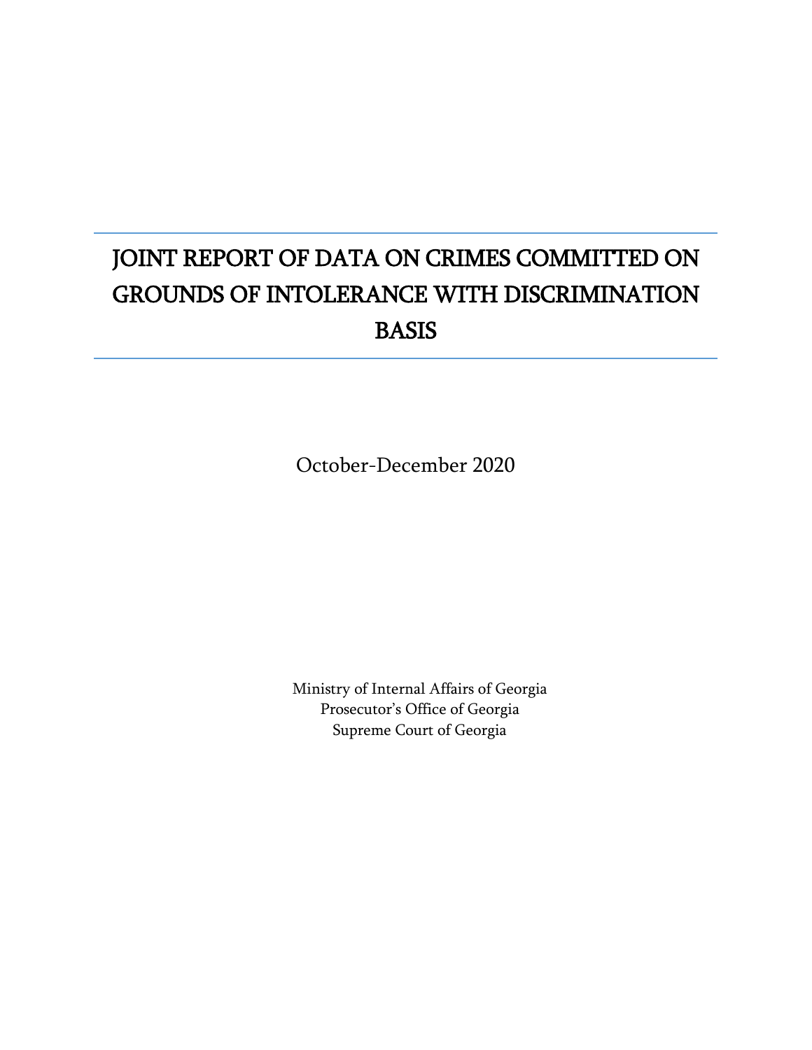# JOINT REPORT OF DATA ON CRIMES COMMITTED ON GROUNDS OF INTOLERANCE WITH DISCRIMINATION BASIS

October-December 2020

Ministry of Internal Affairs of Georgia
Prosecutor's Office of Georgia
Supreme Court of Georgia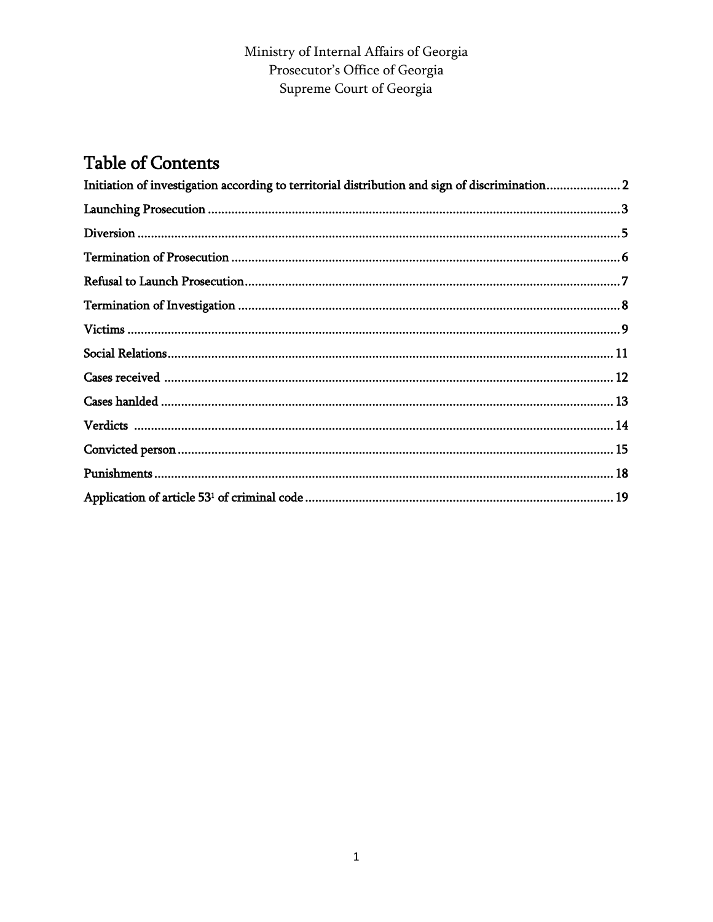Ministry of Internal Affairs of Georgia
Prosecutor's Office of Georgia
Supreme Court of Georgia

# Table of Contents

**Initiation of investigation according to territorial distribution and sign of discrimination** ...... 2

**Launching Prosecution** ...... 3

**Diversion** ...... 5

**Termination of Prosecution** ...... 6

**Refusal to Launch Prosecution** ...... 7

**Termination of Investigation** ...... 8

**Victims** ...... 9

**Social Relations** ...... 11

**Cases received** ...... 12

**Cases hanlded** ...... 13

**Verdicts** ...... 14

**Convicted person** ...... 15

**Punishments** ...... 18

**Application of article 53[1] of criminal code** ...... 19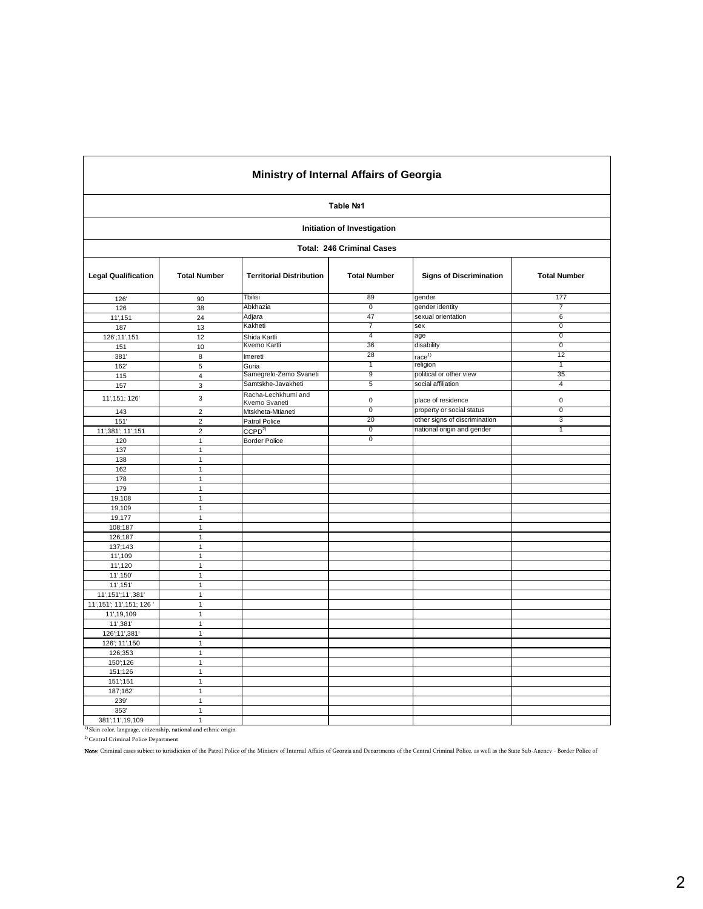# Ministry of Internal Affairs of Georgia

## Table №1

### Initiation of Investigation

**Total: 246 Criminal Cases**

| Legal Qualification | Total Number | Territorial Distribution | Total Number | Signs of Discrimination | Total Number |
|---|---|---|---|---|---|
| 126' | 90 | Tbilisi | 89 | gender | 177 |
| 126 | 38 | Abkhazia | 0 | gender identity | 7 |
| 11',151 | 24 | Adjara | 47 | sexual orientation | 6 |
| 187 | 13 | Kakheti | 7 | sex | 0 |
| 126';11',151 | 12 | Shida Kartli | 4 | age | 0 |
| 151 | 10 | Kvemo Kartli | 36 | disability | 0 |
| 381' | 8 | Imereti | 28 | race[1] | 12 |
| 162' | 5 | Guria | 1 | religion | 1 |
| 115 | 4 | Samegrelo-Zemo Svaneti | 9 | political or other view | 35 |
| 157 | 3 | Samtskhe-Javakheti | 5 | social affiliation | 4 |
| 11',151; 126' | 3 | Racha-Lechkhumi and Kvemo Svaneti | 0 | place of residence | 0 |
| 143 | 2 | Mtskheta-Mtianeti | 0 | property or social status | 0 |
| 151' | 2 | Patrol Police | 20 | other signs of discrimination | 3 |
| 11',381'; 11',151 | 2 | CCPD[2] | 0 | national origin and gender | 1 |
| 120 | 1 | Border Police | 0 | | |
| 137 | 1 | | | | |
| 138 | 1 | | | | |
| 162 | 1 | | | | |
| 178 | 1 | | | | |
| 179 | 1 | | | | |
| 19,108 | 1 | | | | |
| 19,109 | 1 | | | | |
| 19,177 | 1 | | | | |
| 108;187 | 1 | | | | |
| 126;187 | 1 | | | | |
| 137;143 | 1 | | | | |
| 11',109 | 1 | | | | |
| 11',120 | 1 | | | | |
| 11',150' | 1 | | | | |
| 11',151' | 1 | | | | |
| 11',151';11',381' | 1 | | | | |
| 11',151'; 11',151; 126 ' | 1 | | | | |
| 11',19,109 | 1 | | | | |
| 11',381' | 1 | | | | |
| 126';11',381' | 1 | | | | |
| 126'; 11',150 | 1 | | | | |
| 126;353 | 1 | | | | |
| 150';126 | 1 | | | | |
| 151;126 | 1 | | | | |
| 151';151 | 1 | | | | |
| 187;162' | 1 | | | | |
| 239' | 1 | | | | |
| 353' | 1 | | | | |
| 381';11',19,109 | 1 | | | | |

[1] Skin color, language, citizenship, national and ethnic origin

[2] Central Criminal Police Department

**Note:** Criminal cases subject to jurisdiction of the Patrol Police of the Ministry of Internal Affairs of Georgia and Departments of the Central Criminal Police, as well as the State Sub-Agency - Border Police of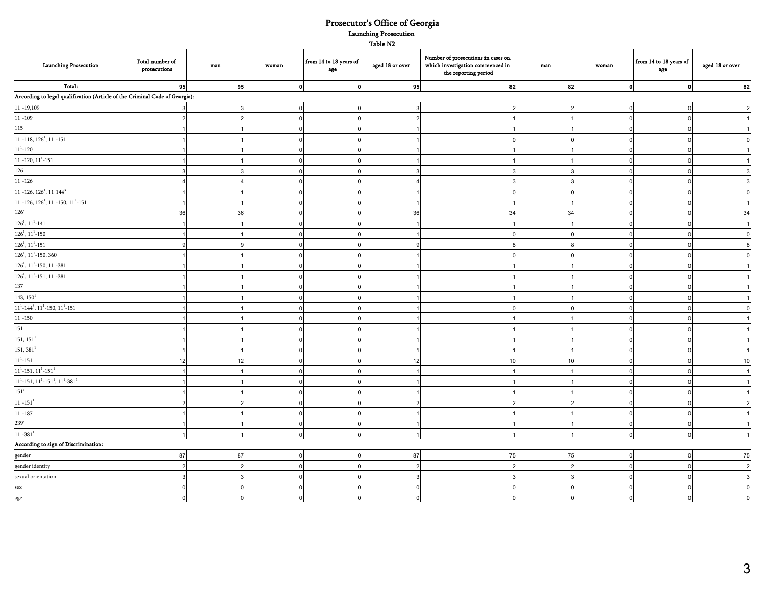# Prosecutor's Office of Georgia

## Launching Prosecution

### Table N2

| Launching Prosecution | Total number of prosecutions | man | woman | from 14 to 18 years of age | aged 18 or over | Number of prosecutions in cases on which investigation commenced in the reporting period | man | woman | from 14 to 18 years of age | aged 18 or over |
|---|---|---|---|---|---|---|---|---|---|---|
| **Total:** | **95** | **95** | **0** | **0** | **95** | **82** | **82** | **0** | **0** | **82** |
| **According to legal qualification (Article of the Criminal Code of Georgia):** | | | | | | | | | | |
| $11^1$-19,109 | 3 | 3 | 0 | 0 | 3 | 2 | 2 | 0 | 0 | 2 |
| $11^1$-109 | 2 | 2 | 0 | 0 | 2 | 1 | 1 | 0 | 0 | 1 |
| 115 | 1 | 1 | 0 | 0 | 1 | 1 | 1 | 0 | 0 | 1 |
| $11^1$-118, $126^1$, $11^1$-151 | 1 | 1 | 0 | 0 | 1 | 0 | 0 | 0 | 0 | 0 |
| $11^1$-120 | 1 | 1 | 0 | 0 | 1 | 1 | 1 | 0 | 0 | 1 |
| $11^1$-120, $11^1$-151 | 1 | 1 | 0 | 0 | 1 | 1 | 1 | 0 | 0 | 1 |
| 126 | 3 | 3 | 0 | 0 | 3 | 3 | 3 | 0 | 0 | 3 |
| $11^1$-126 | 4 | 4 | 0 | 0 | 4 | 3 | 3 | 0 | 0 | 3 |
| $11^1$-126, $126^1$, $11^1144^3$ | 1 | 1 | 0 | 0 | 1 | 0 | 0 | 0 | 0 | 0 |
| $11^1$-126, $126^1$, $11^1$-150, $11^1$-151 | 1 | 1 | 0 | 0 | 1 | 1 | 1 | 0 | 0 | 1 |
| $126^1$ | 36 | 36 | 0 | 0 | 36 | 34 | 34 | 0 | 0 | 34 |
| $126^1$, $11^1$-141 | 1 | 1 | 0 | 0 | 1 | 1 | 1 | 0 | 0 | 1 |
| $126^1$, $11^1$-150 | 1 | 1 | 0 | 0 | 1 | 0 | 0 | 0 | 0 | 0 |
| $126^1$, $11^1$-151 | 9 | 9 | 0 | 0 | 9 | 8 | 8 | 0 | 0 | 8 |
| $126^1$, $11^1$-150, 360 | 1 | 1 | 0 | 0 | 1 | 0 | 0 | 0 | 0 | 0 |
| $126^1$, $11^1$-150, $11^1$-$381^1$ | 1 | 1 | 0 | 0 | 1 | 1 | 1 | 0 | 0 | 1 |
| $126^1$, $11^1$-151, $11^1$-$381^1$ | 1 | 1 | 0 | 0 | 1 | 1 | 1 | 0 | 0 | 1 |
| 137 | 1 | 1 | 0 | 0 | 1 | 1 | 1 | 0 | 0 | 1 |
| 143, $150^1$ | 1 | 1 | 0 | 0 | 1 | 1 | 1 | 0 | 0 | 1 |
| $11^1$-$144^3$, $11^1$-150, $11^1$-151 | 1 | 1 | 0 | 0 | 1 | 0 | 0 | 0 | 0 | 0 |
| $11^1$-150 | 1 | 1 | 0 | 0 | 1 | 1 | 1 | 0 | 0 | 1 |
| 151 | 1 | 1 | 0 | 0 | 1 | 1 | 1 | 0 | 0 | 1 |
| 151, $151^1$ | 1 | 1 | 0 | 0 | 1 | 1 | 1 | 0 | 0 | 1 |
| 151, $381^1$ | 1 | 1 | 0 | 0 | 1 | 1 | 1 | 0 | 0 | 1 |
| $11^1$-151 | 12 | 12 | 0 | 0 | 12 | 10 | 10 | 0 | 0 | 10 |
| $11^1$-151, $11^1$-$151^1$ | 1 | 1 | 0 | 0 | 1 | 1 | 1 | 0 | 0 | 1 |
| $11^1$-151, $11^1$-$151^1$, $11^1$-$381^1$ | 1 | 1 | 0 | 0 | 1 | 1 | 1 | 0 | 0 | 1 |
| $151^1$ | 1 | 1 | 0 | 0 | 1 | 1 | 1 | 0 | 0 | 1 |
| $11^1$-$151^1$ | 2 | 2 | 0 | 0 | 2 | 2 | 2 | 0 | 0 | 2 |
| $11^1$-187 | 1 | 1 | 0 | 0 | 1 | 1 | 1 | 0 | 0 | 1 |
| $239^1$ | 1 | 1 | 0 | 0 | 1 | 1 | 1 | 0 | 0 | 1 |
| $11^1$-$381^1$ | 1 | 1 | 0 | 0 | 1 | 1 | 1 | 0 | 0 | 1 |
| **According to sign of Discrimination:** | | | | | | | | | | |
| gender | 87 | 87 | 0 | 0 | 87 | 75 | 75 | 0 | 0 | 75 |
| gender identity | 2 | 2 | 0 | 0 | 2 | 2 | 2 | 0 | 0 | 2 |
| sexual orientation | 3 | 3 | 0 | 0 | 3 | 3 | 3 | 0 | 0 | 3 |
| sex | 0 | 0 | 0 | 0 | 0 | 0 | 0 | 0 | 0 | 0 |
| age | 0 | 0 | 0 | 0 | 0 | 0 | 0 | 0 | 0 | 0 |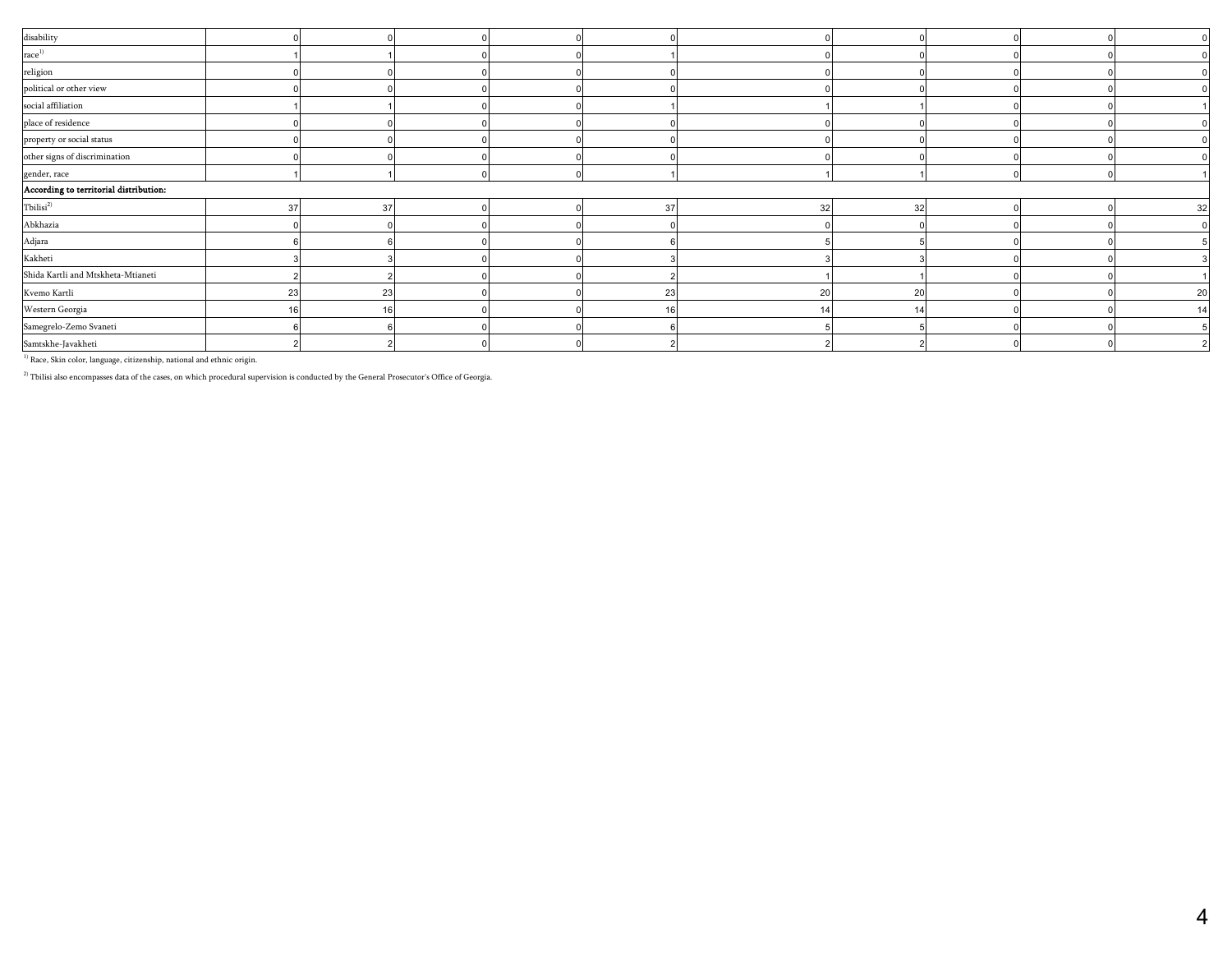| | | | | | | | | | | |
|---|---|---|---|---|---|---|---|---|---|---|
| disability | 0 | 0 | 0 | 0 | 0 | 0 | 0 | 0 | 0 | 0 |
| race[1] | 1 | 1 | 0 | 0 | 1 | 0 | 0 | 0 | 0 | 0 |
| religion | 0 | 0 | 0 | 0 | 0 | 0 | 0 | 0 | 0 | 0 |
| political or other view | 0 | 0 | 0 | 0 | 0 | 0 | 0 | 0 | 0 | 0 |
| social affiliation | 1 | 1 | 0 | 0 | 1 | 1 | 1 | 0 | 0 | 1 |
| place of residence | 0 | 0 | 0 | 0 | 0 | 0 | 0 | 0 | 0 | 0 |
| property or social status | 0 | 0 | 0 | 0 | 0 | 0 | 0 | 0 | 0 | 0 |
| other signs of discrimination | 0 | 0 | 0 | 0 | 0 | 0 | 0 | 0 | 0 | 0 |
| gender, race | 1 | 1 | 0 | 0 | 1 | 1 | 1 | 0 | 0 | 1 |
| **According to territorial distribution:** | | | | | | | | | | |
| Tbilisi[2] | 37 | 37 | 0 | 0 | 37 | 32 | 32 | 0 | 0 | 32 |
| Abkhazia | 0 | 0 | 0 | 0 | 0 | 0 | 0 | 0 | 0 | 0 |
| Adjara | 6 | 6 | 0 | 0 | 6 | 5 | 5 | 0 | 0 | 5 |
| Kakheti | 3 | 3 | 0 | 0 | 3 | 3 | 3 | 0 | 0 | 3 |
| Shida Kartli and Mtskheta-Mtianeti | 2 | 2 | 0 | 0 | 2 | 1 | 1 | 0 | 0 | 1 |
| Kvemo Kartli | 23 | 23 | 0 | 0 | 23 | 20 | 20 | 0 | 0 | 20 |
| Western Georgia | 16 | 16 | 0 | 0 | 16 | 14 | 14 | 0 | 0 | 14 |
| Samegrelo-Zemo Svaneti | 6 | 6 | 0 | 0 | 6 | 5 | 5 | 0 | 0 | 5 |
| Samtskhe-Javakheti | 2 | 2 | 0 | 0 | 2 | 2 | 2 | 0 | 0 | 2 |

[1] Race, Skin color, language, citizenship, national and ethnic origin.

[2] Tbilisi also encompasses data of the cases, on which procedural supervision is conducted by the General Prosecutor's Office of Georgia.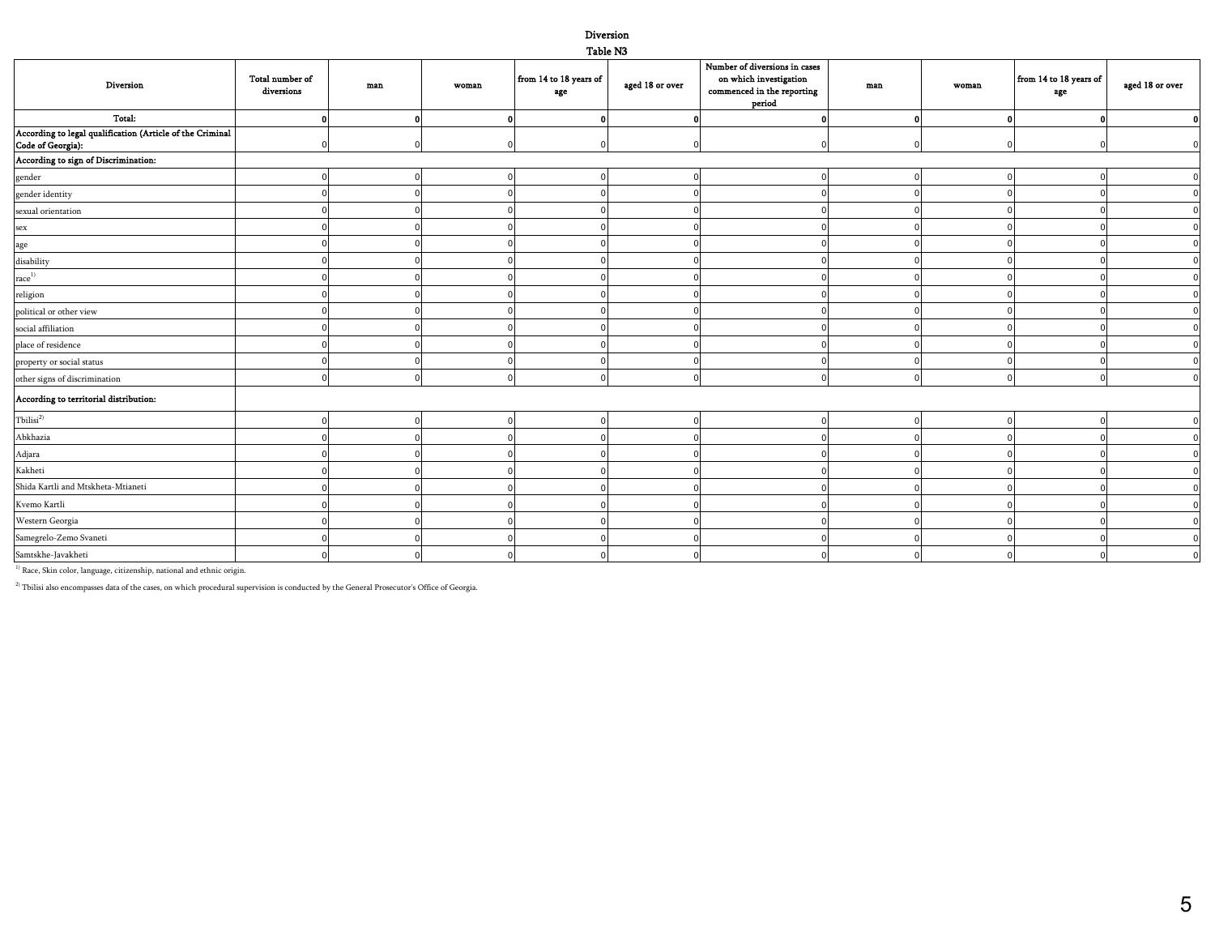# Diversion

## Table N3

| Diversion | Total number of diversions | man | woman | from 14 to 18 years of age | aged 18 or over | Number of diversions in cases on which investigation commenced in the reporting period | man | woman | from 14 to 18 years of age | aged 18 or over |
|---|---|---|---|---|---|---|---|---|---|---|
| **Total:** | **0** | **0** | **0** | **0** | **0** | **0** | **0** | **0** | **0** | **0** |
| **According to legal qualification (Article of the Criminal Code of Georgia):** | 0 | 0 | 0 | 0 | 0 | 0 | 0 | 0 | 0 | 0 |
| **According to sign of Discrimination:** | | | | | | | | | | |
| gender | 0 | 0 | 0 | 0 | 0 | 0 | 0 | 0 | 0 | 0 |
| gender identity | 0 | 0 | 0 | 0 | 0 | 0 | 0 | 0 | 0 | 0 |
| sexual orientation | 0 | 0 | 0 | 0 | 0 | 0 | 0 | 0 | 0 | 0 |
| sex | 0 | 0 | 0 | 0 | 0 | 0 | 0 | 0 | 0 | 0 |
| age | 0 | 0 | 0 | 0 | 0 | 0 | 0 | 0 | 0 | 0 |
| disability | 0 | 0 | 0 | 0 | 0 | 0 | 0 | 0 | 0 | 0 |
| race[1)] | 0 | 0 | 0 | 0 | 0 | 0 | 0 | 0 | 0 | 0 |
| religion | 0 | 0 | 0 | 0 | 0 | 0 | 0 | 0 | 0 | 0 |
| political or other view | 0 | 0 | 0 | 0 | 0 | 0 | 0 | 0 | 0 | 0 |
| social affiliation | 0 | 0 | 0 | 0 | 0 | 0 | 0 | 0 | 0 | 0 |
| place of residence | 0 | 0 | 0 | 0 | 0 | 0 | 0 | 0 | 0 | 0 |
| property or social status | 0 | 0 | 0 | 0 | 0 | 0 | 0 | 0 | 0 | 0 |
| other signs of discrimination | 0 | 0 | 0 | 0 | 0 | 0 | 0 | 0 | 0 | 0 |
| **According to territorial distribution:** | | | | | | | | | | |
| Tbilisi[2)] | 0 | 0 | 0 | 0 | 0 | 0 | 0 | 0 | 0 | 0 |
| Abkhazia | 0 | 0 | 0 | 0 | 0 | 0 | 0 | 0 | 0 | 0 |
| Adjara | 0 | 0 | 0 | 0 | 0 | 0 | 0 | 0 | 0 | 0 |
| Kakheti | 0 | 0 | 0 | 0 | 0 | 0 | 0 | 0 | 0 | 0 |
| Shida Kartli and Mtskheta-Mtianeti | 0 | 0 | 0 | 0 | 0 | 0 | 0 | 0 | 0 | 0 |
| Kvemo Kartli | 0 | 0 | 0 | 0 | 0 | 0 | 0 | 0 | 0 | 0 |
| Western Georgia | 0 | 0 | 0 | 0 | 0 | 0 | 0 | 0 | 0 | 0 |
| Samegrelo-Zemo Svaneti | 0 | 0 | 0 | 0 | 0 | 0 | 0 | 0 | 0 | 0 |
| Samtskhe-Javakheti | 0 | 0 | 0 | 0 | 0 | 0 | 0 | 0 | 0 | 0 |

[1)] Race, Skin color, language, citizenship, national and ethnic origin.

[2)] Tbilisi also encompasses data of the cases, on which procedural supervision is conducted by the General Prosecutor's Office of Georgia.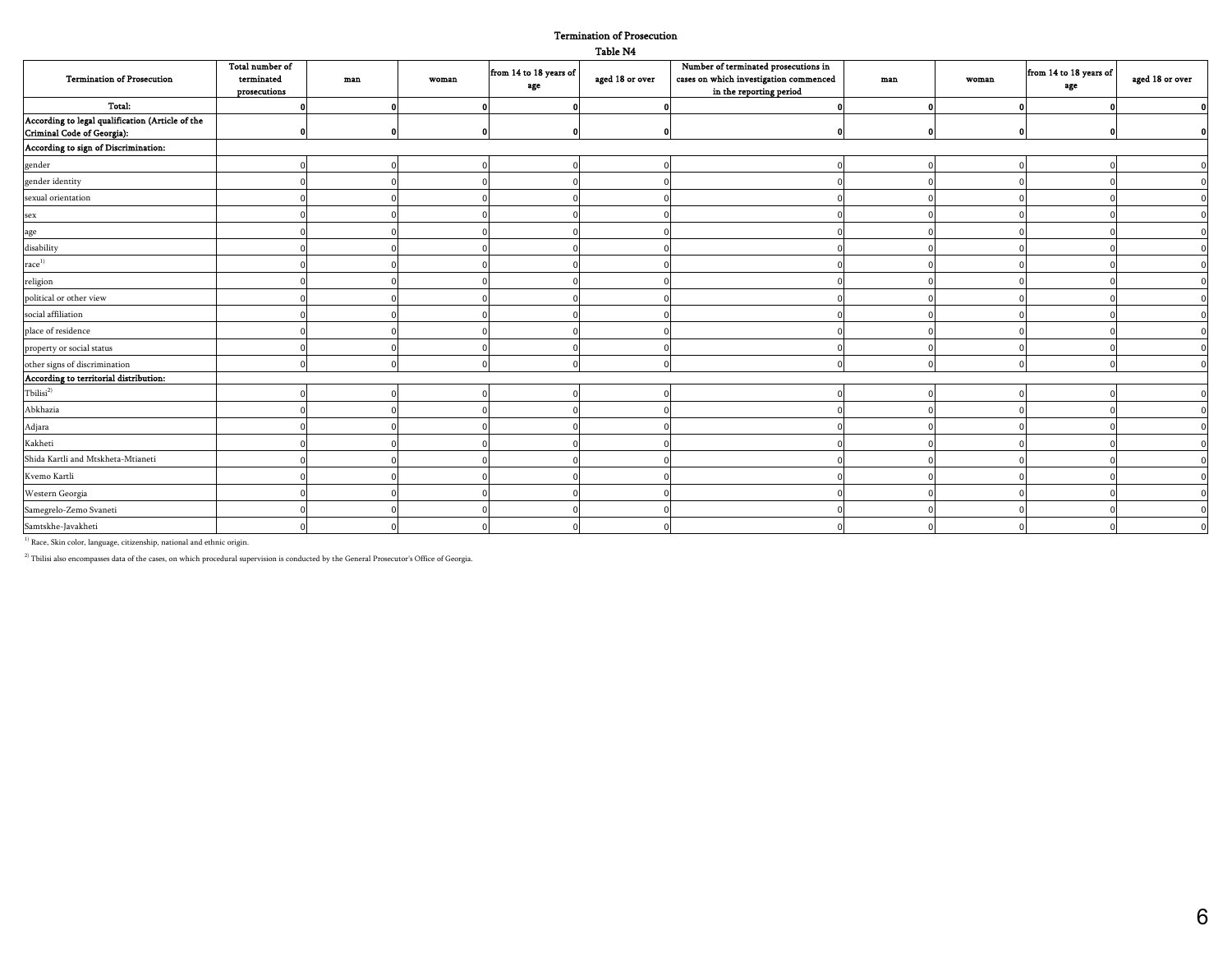# Termination of Prosecution

## Table N4

| Termination of Prosecution | Total number of terminated prosecutions | man | woman | from 14 to 18 years of age | aged 18 or over | Number of terminated prosecutions in cases on which investigation commenced in the reporting period | man | woman | from 14 to 18 years of age | aged 18 or over |
|---|---|---|---|---|---|---|---|---|---|---|
| **Total:** | **0** | **0** | **0** | **0** | **0** | **0** | **0** | **0** | **0** | **0** |
| **According to legal qualification (Article of the Criminal Code of Georgia):** | **0** | **0** | **0** | **0** | **0** | **0** | **0** | **0** | **0** | **0** |
| **According to sign of Discrimination:** | | | | | | | | | | |
| gender | 0 | 0 | 0 | 0 | 0 | 0 | 0 | 0 | 0 | 0 |
| gender identity | 0 | 0 | 0 | 0 | 0 | 0 | 0 | 0 | 0 | 0 |
| sexual orientation | 0 | 0 | 0 | 0 | 0 | 0 | 0 | 0 | 0 | 0 |
| sex | 0 | 0 | 0 | 0 | 0 | 0 | 0 | 0 | 0 | 0 |
| age | 0 | 0 | 0 | 0 | 0 | 0 | 0 | 0 | 0 | 0 |
| disability | 0 | 0 | 0 | 0 | 0 | 0 | 0 | 0 | 0 | 0 |
| race[1] | 0 | 0 | 0 | 0 | 0 | 0 | 0 | 0 | 0 | 0 |
| religion | 0 | 0 | 0 | 0 | 0 | 0 | 0 | 0 | 0 | 0 |
| political or other view | 0 | 0 | 0 | 0 | 0 | 0 | 0 | 0 | 0 | 0 |
| social affiliation | 0 | 0 | 0 | 0 | 0 | 0 | 0 | 0 | 0 | 0 |
| place of residence | 0 | 0 | 0 | 0 | 0 | 0 | 0 | 0 | 0 | 0 |
| property or social status | 0 | 0 | 0 | 0 | 0 | 0 | 0 | 0 | 0 | 0 |
| other signs of discrimination | 0 | 0 | 0 | 0 | 0 | 0 | 0 | 0 | 0 | 0 |
| **According to territorial distribution:** | | | | | | | | | | |
| Tbilisi[2] | 0 | 0 | 0 | 0 | 0 | 0 | 0 | 0 | 0 | 0 |
| Abkhazia | 0 | 0 | 0 | 0 | 0 | 0 | 0 | 0 | 0 | 0 |
| Adjara | 0 | 0 | 0 | 0 | 0 | 0 | 0 | 0 | 0 | 0 |
| Kakheti | 0 | 0 | 0 | 0 | 0 | 0 | 0 | 0 | 0 | 0 |
| Shida Kartli and Mtskheta-Mtianeti | 0 | 0 | 0 | 0 | 0 | 0 | 0 | 0 | 0 | 0 |
| Kvemo Kartli | 0 | 0 | 0 | 0 | 0 | 0 | 0 | 0 | 0 | 0 |
| Western Georgia | 0 | 0 | 0 | 0 | 0 | 0 | 0 | 0 | 0 | 0 |
| Samegrelo-Zemo Svaneti | 0 | 0 | 0 | 0 | 0 | 0 | 0 | 0 | 0 | 0 |
| Samtskhe-Javakheti | 0 | 0 | 0 | 0 | 0 | 0 | 0 | 0 | 0 | 0 |

[1] Race, Skin color, language, citizenship, national and ethnic origin.

[2] Tbilisi also encompasses data of the cases, on which procedural supervision is conducted by the General Prosecutor's Office of Georgia.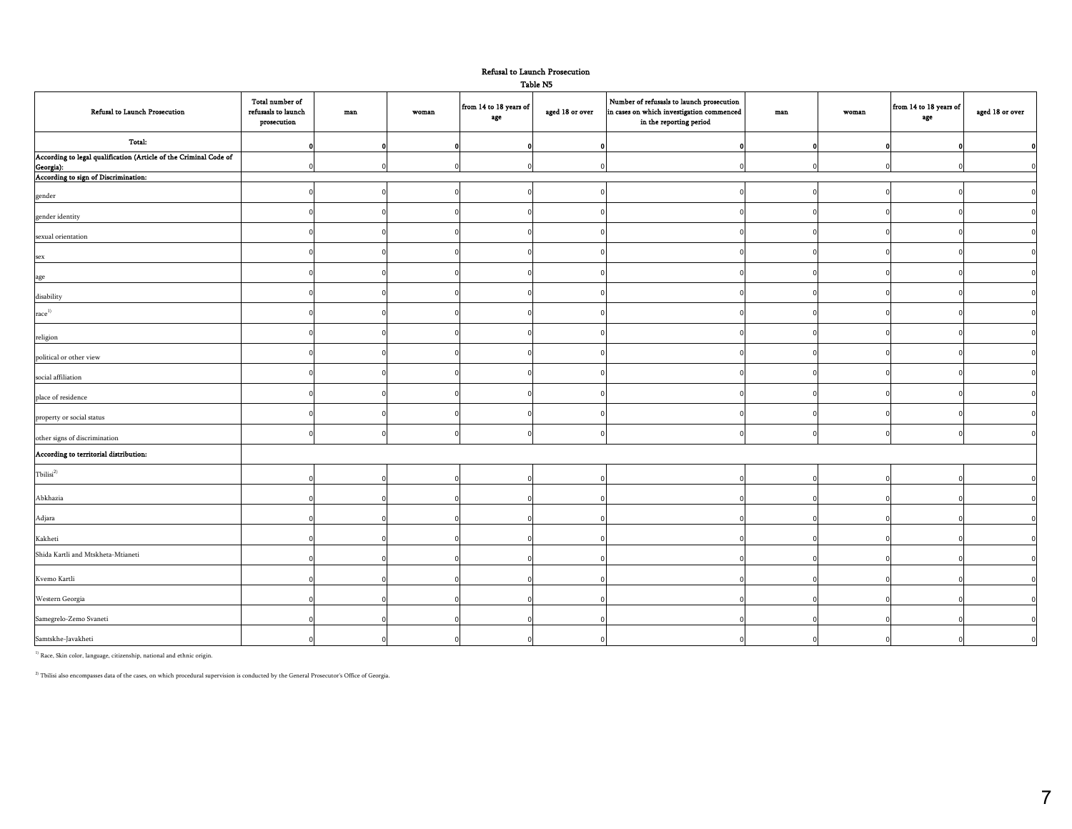Refusal to Launch Prosecution

Table N5

| Refusal to Launch Prosecution | Total number of refusasls to launch prosecution | man | woman | from 14 to 18 years of age | aged 18 or over | Number of refusasls to launch prosecution in cases on which investigation commenced in the reporting period | man | woman | from 14 to 18 years of age | aged 18 or over |
|---|---|---|---|---|---|---|---|---|---|---|
| **Total:** | **0** | **0** | **0** | **0** | **0** | **0** | **0** | **0** | **0** | **0** |
| **According to legal qualification (Article of the Criminal Code of Georgia):** | 0 | 0 | 0 | 0 | 0 | 0 | 0 | 0 | 0 | 0 |
| **According to sign of Discrimination:** | | | | | | | | | | |
| gender | 0 | 0 | 0 | 0 | 0 | 0 | 0 | 0 | 0 | 0 |
| gender identity | 0 | 0 | 0 | 0 | 0 | 0 | 0 | 0 | 0 | 0 |
| sexual orientation | 0 | 0 | 0 | 0 | 0 | 0 | 0 | 0 | 0 | 0 |
| sex | 0 | 0 | 0 | 0 | 0 | 0 | 0 | 0 | 0 | 0 |
| age | 0 | 0 | 0 | 0 | 0 | 0 | 0 | 0 | 0 | 0 |
| disability | 0 | 0 | 0 | 0 | 0 | 0 | 0 | 0 | 0 | 0 |
| race[1] | 0 | 0 | 0 | 0 | 0 | 0 | 0 | 0 | 0 | 0 |
| religion | 0 | 0 | 0 | 0 | 0 | 0 | 0 | 0 | 0 | 0 |
| political or other view | 0 | 0 | 0 | 0 | 0 | 0 | 0 | 0 | 0 | 0 |
| social affiliation | 0 | 0 | 0 | 0 | 0 | 0 | 0 | 0 | 0 | 0 |
| place of residence | 0 | 0 | 0 | 0 | 0 | 0 | 0 | 0 | 0 | 0 |
| property or social status | 0 | 0 | 0 | 0 | 0 | 0 | 0 | 0 | 0 | 0 |
| other signs of discrimination | 0 | 0 | 0 | 0 | 0 | 0 | 0 | 0 | 0 | 0 |
| **According to territorial distribution:** | | | | | | | | | | |
| Tbilisi[2] | 0 | 0 | 0 | 0 | 0 | 0 | 0 | 0 | 0 | 0 |
| Abkhazia | 0 | 0 | 0 | 0 | 0 | 0 | 0 | 0 | 0 | 0 |
| Adjara | 0 | 0 | 0 | 0 | 0 | 0 | 0 | 0 | 0 | 0 |
| Kakheti | 0 | 0 | 0 | 0 | 0 | 0 | 0 | 0 | 0 | 0 |
| Shida Kartli and Mtskheta-Mtianeti | 0 | 0 | 0 | 0 | 0 | 0 | 0 | 0 | 0 | 0 |
| Kvemo Kartli | 0 | 0 | 0 | 0 | 0 | 0 | 0 | 0 | 0 | 0 |
| Western Georgia | 0 | 0 | 0 | 0 | 0 | 0 | 0 | 0 | 0 | 0 |
| Samegrelo-Zemo Svaneti | 0 | 0 | 0 | 0 | 0 | 0 | 0 | 0 | 0 | 0 |
| Samtskhe-Javakheti | 0 | 0 | 0 | 0 | 0 | 0 | 0 | 0 | 0 | 0 |

[1] Race, Skin color, language, citizenship, national and ethnic origin.

[2] Tbilisi also encompasses data of the cases, on which procedural supervision is conducted by the General Prosecutor's Office of Georgia.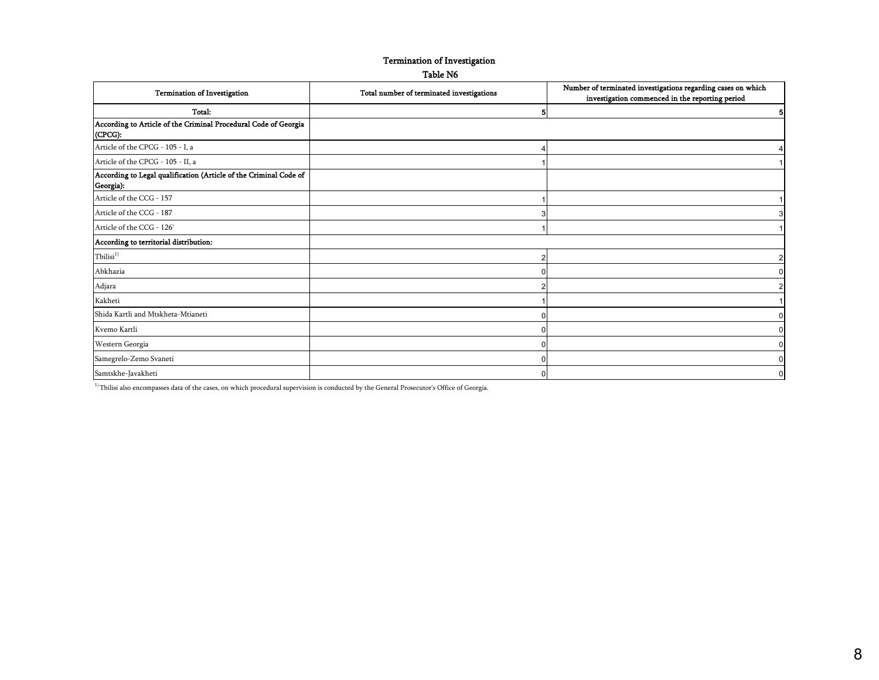## Termination of Investigation

### Table N6

| Termination of Investigation | Total number of terminated investigations | Number of terminated investigations regarding cases on which investigation commenced in the reporting period |
|---|---|---|
| **Total:** | **5** | **5** |
| **According to Article of the Criminal Procedural Code of Georgia (CPCG):** | | |
| Article of the CPCG - 105 - I, a | 4 | 4 |
| Article of the CPCG - 105 - II, a | 1 | 1 |
| **According to Legal qualification (Article of the Criminal Code of Georgia):** | | |
| Article of the CCG - 157 | 1 | 1 |
| Article of the CCG - 187 | 3 | 3 |
| Article of the CCG - 126' | 1 | 1 |
| **According to territorial distribution:** | | |
| Tbilisi[1)] | 2 | 2 |
| Abkhazia | 0 | 0 |
| Adjara | 2 | 2 |
| Kakheti | 1 | 1 |
| Shida Kartli and Mtskheta-Mtianeti | 0 | 0 |
| Kvemo Kartli | 0 | 0 |
| Western Georgia | 0 | 0 |
| Samegrelo-Zemo Svaneti | 0 | 0 |
| Samtskhe-Javakheti | 0 | 0 |

[1)] Tbilisi also encompasses data of the cases, on which procedural supervision is conducted by the General Prosecutor's Office of Georgia.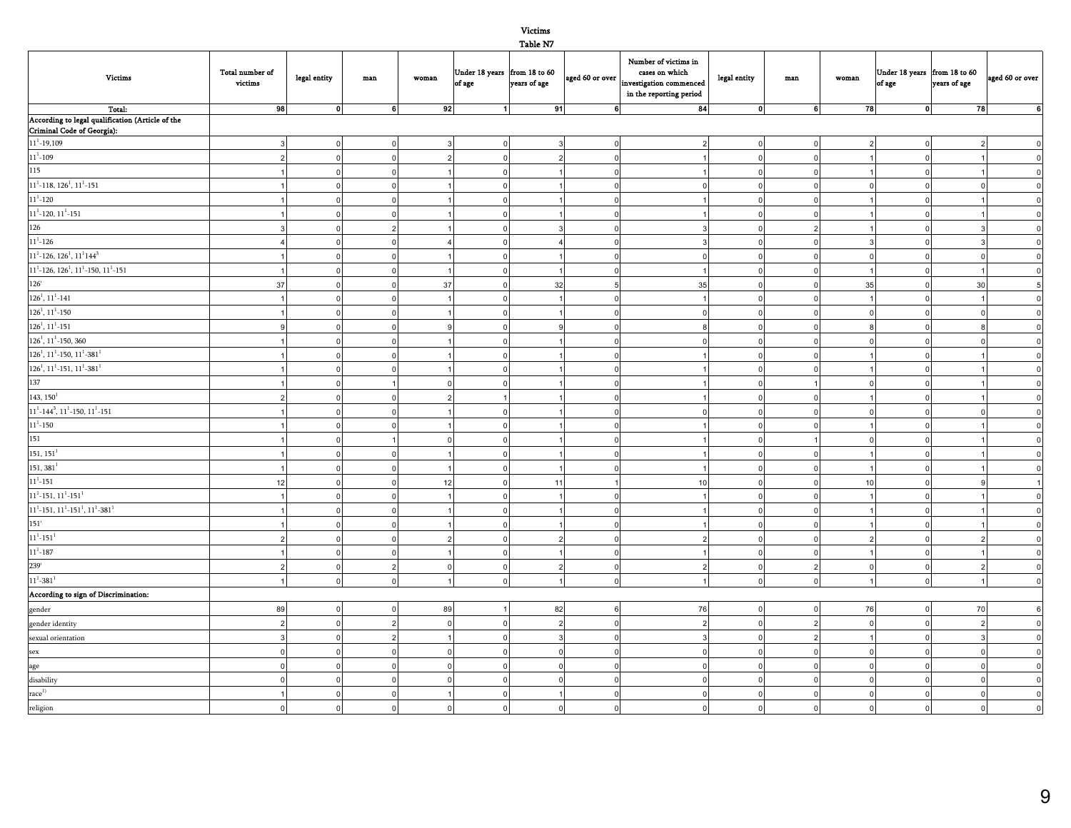# Victims

## Table N7

| Victims | Total number of victims | legal entity | man | woman | Under 18 years of age | from 18 to 60 years of age | aged 60 or over | Number of victims in cases on which investigation commenced in the reporting period | legal entity | man | woman | Under 18 years of age | from 18 to 60 years of age | aged 60 or over |
|---|---|---|---|---|---|---|---|---|---|---|---|---|---|---|
| Total: | 98 | 0 | 6 | 92 | 1 | 91 | 6 | 84 | 0 | 6 | 78 | 0 | 78 | 6 |
| According to legal qualification (Article of the Criminal Code of Georgia): | | | | | | | | | | | | | | |
| $11^1$-19,109 | 3 | 0 | 0 | 3 | 0 | 3 | 0 | 2 | 0 | 0 | 2 | 0 | 2 | 0 |
| $11^1$-109 | 2 | 0 | 0 | 2 | 0 | 2 | 0 | 1 | 0 | 0 | 1 | 0 | 1 | 0 |
| 115 | 1 | 0 | 0 | 1 | 0 | 1 | 0 | 1 | 0 | 0 | 1 | 0 | 1 | 0 |
| $11^1$-118, $126^1$, $11^1$-151 | 1 | 0 | 0 | 1 | 0 | 1 | 0 | 0 | 0 | 0 | 0 | 0 | 0 | 0 |
| $11^1$-120 | 1 | 0 | 0 | 1 | 0 | 1 | 0 | 1 | 0 | 0 | 1 | 0 | 1 | 0 |
| $11^1$-120, $11^1$-151 | 1 | 0 | 0 | 1 | 0 | 1 | 0 | 1 | 0 | 0 | 1 | 0 | 1 | 0 |
| 126 | 3 | 0 | 2 | 1 | 0 | 3 | 0 | 3 | 0 | 2 | 1 | 0 | 3 | 0 |
| $11^1$-126 | 4 | 0 | 0 | 4 | 0 | 4 | 0 | 3 | 0 | 0 | 3 | 0 | 3 | 0 |
| $11^1$-126, $126^1$, $11^1144^3$ | 1 | 0 | 0 | 1 | 0 | 1 | 0 | 0 | 0 | 0 | 0 | 0 | 0 | 0 |
| $11^1$-126, $126^1$, $11^1$-150, $11^1$-151 | 1 | 0 | 0 | 1 | 0 | 1 | 0 | 1 | 0 | 0 | 1 | 0 | 1 | 0 |
| 126' | 37 | 0 | 0 | 37 | 0 | 32 | 5 | 35 | 0 | 0 | 35 | 0 | 30 | 5 |
| $126^1$, $11^1$-141 | 1 | 0 | 0 | 1 | 0 | 1 | 0 | 1 | 0 | 0 | 1 | 0 | 1 | 0 |
| $126^1$, $11^1$-150 | 1 | 0 | 0 | 1 | 0 | 1 | 0 | 0 | 0 | 0 | 0 | 0 | 0 | 0 |
| $126^1$, $11^1$-151 | 9 | 0 | 0 | 9 | 0 | 9 | 0 | 8 | 0 | 0 | 8 | 0 | 8 | 0 |
| $126^1$, $11^1$-150, 360 | 1 | 0 | 0 | 1 | 0 | 1 | 0 | 0 | 0 | 0 | 0 | 0 | 0 | 0 |
| $126^1$, $11^1$-150, $11^1$-$381^1$ | 1 | 0 | 0 | 1 | 0 | 1 | 0 | 1 | 0 | 0 | 1 | 0 | 1 | 0 |
| $126^1$, $11^1$-151, $11^1$-$381^1$ | 1 | 0 | 0 | 1 | 0 | 1 | 0 | 1 | 0 | 0 | 1 | 0 | 1 | 0 |
| 137 | 1 | 0 | 1 | 0 | 0 | 1 | 0 | 1 | 0 | 1 | 0 | 0 | 1 | 0 |
| 143, $150^1$ | 2 | 0 | 0 | 2 | 1 | 1 | 0 | 1 | 0 | 0 | 1 | 0 | 1 | 0 |
| $11^1$-$144^3$, $11^1$-150, $11^1$-151 | 1 | 0 | 0 | 1 | 0 | 1 | 0 | 0 | 0 | 0 | 0 | 0 | 0 | 0 |
| $11^1$-150 | 1 | 0 | 0 | 1 | 0 | 1 | 0 | 1 | 0 | 0 | 1 | 0 | 1 | 0 |
| 151 | 1 | 0 | 1 | 0 | 0 | 1 | 0 | 1 | 0 | 1 | 0 | 0 | 1 | 0 |
| 151, $151^1$ | 1 | 0 | 0 | 1 | 0 | 1 | 0 | 1 | 0 | 0 | 1 | 0 | 1 | 0 |
| 151, $381^1$ | 1 | 0 | 0 | 1 | 0 | 1 | 0 | 1 | 0 | 0 | 1 | 0 | 1 | 0 |
| $11^1$-151 | 12 | 0 | 0 | 12 | 0 | 11 | 1 | 10 | 0 | 0 | 10 | 0 | 9 | 1 |
| $11^1$-151, $11^1$-$151^1$ | 1 | 0 | 0 | 1 | 0 | 1 | 0 | 1 | 0 | 0 | 1 | 0 | 1 | 0 |
| $11^1$-151, $11^1$-$151^1$, $11^1$-$381^1$ | 1 | 0 | 0 | 1 | 0 | 1 | 0 | 1 | 0 | 0 | 1 | 0 | 1 | 0 |
| 151' | 1 | 0 | 0 | 1 | 0 | 1 | 0 | 1 | 0 | 0 | 1 | 0 | 1 | 0 |
| $11^1$-$151^1$ | 2 | 0 | 0 | 2 | 0 | 2 | 0 | 2 | 0 | 0 | 2 | 0 | 2 | 0 |
| $11^1$-187 | 1 | 0 | 0 | 1 | 0 | 1 | 0 | 1 | 0 | 0 | 1 | 0 | 1 | 0 |
| 239' | 2 | 0 | 2 | 0 | 0 | 2 | 0 | 2 | 0 | 2 | 0 | 0 | 2 | 0 |
| $11^1$-$381^1$ | 1 | 0 | 0 | 1 | 0 | 1 | 0 | 1 | 0 | 0 | 1 | 0 | 1 | 0 |
| According to sign of Discrimination: | | | | | | | | | | | | | | |
| gender | 89 | 0 | 0 | 89 | 1 | 82 | 6 | 76 | 0 | 0 | 76 | 0 | 70 | 6 |
| gender identity | 2 | 0 | 2 | 0 | 0 | 2 | 0 | 2 | 0 | 2 | 0 | 0 | 2 | 0 |
| sexual orientation | 3 | 0 | 2 | 1 | 0 | 3 | 0 | 3 | 0 | 2 | 1 | 0 | 3 | 0 |
| sex | 0 | 0 | 0 | 0 | 0 | 0 | 0 | 0 | 0 | 0 | 0 | 0 | 0 | 0 |
| age | 0 | 0 | 0 | 0 | 0 | 0 | 0 | 0 | 0 | 0 | 0 | 0 | 0 | 0 |
| disability | 0 | 0 | 0 | 0 | 0 | 0 | 0 | 0 | 0 | 0 | 0 | 0 | 0 | 0 |
| race[1)] | 1 | 0 | 0 | 1 | 0 | 1 | 0 | 0 | 0 | 0 | 0 | 0 | 0 | 0 |
| religion | 0 | 0 | 0 | 0 | 0 | 0 | 0 | 0 | 0 | 0 | 0 | 0 | 0 | 0 |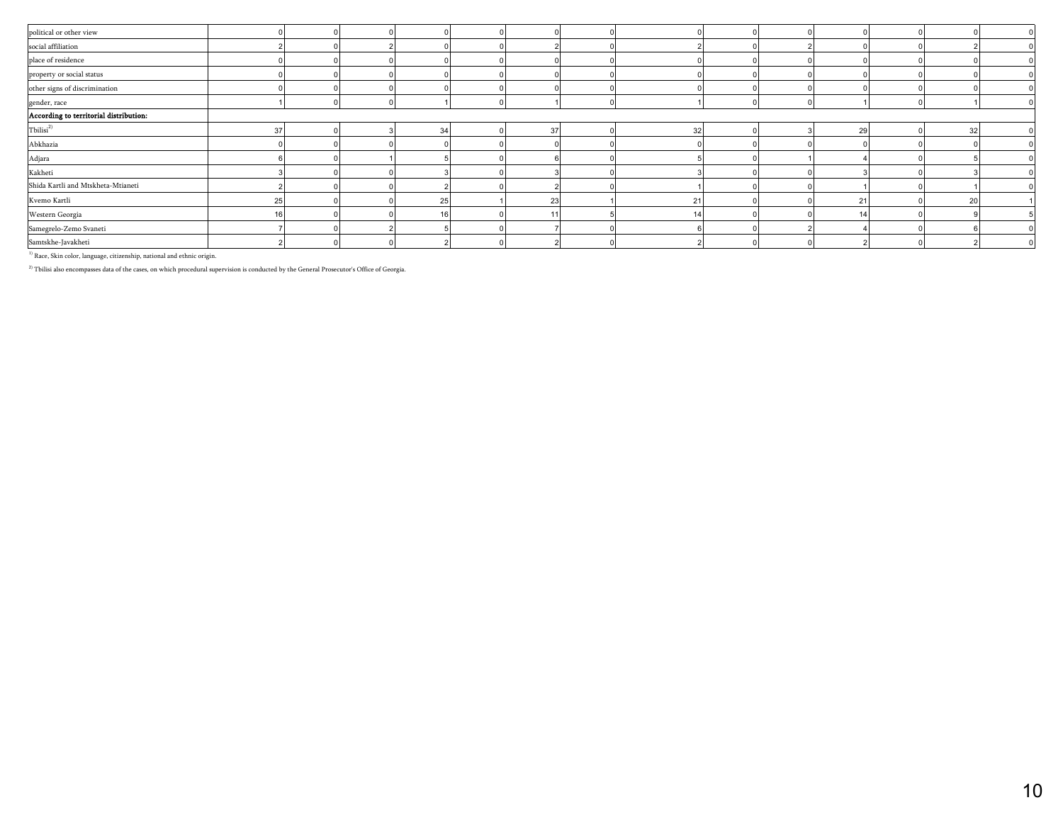| | | | | | | | | | | | | | | |
|---|---|---|---|---|---|---|---|---|---|---|---|---|---|---|
| political or other view | 0 | 0 | 0 | 0 | 0 | 0 | 0 | 0 | 0 | 0 | 0 | 0 | 0 | 0 |
| social affiliation | 2 | 0 | 2 | 0 | 0 | 2 | 0 | 2 | 0 | 2 | 0 | 0 | 2 | 0 |
| place of residence | 0 | 0 | 0 | 0 | 0 | 0 | 0 | 0 | 0 | 0 | 0 | 0 | 0 | 0 |
| property or social status | 0 | 0 | 0 | 0 | 0 | 0 | 0 | 0 | 0 | 0 | 0 | 0 | 0 | 0 |
| other signs of discrimination | 0 | 0 | 0 | 0 | 0 | 0 | 0 | 0 | 0 | 0 | 0 | 0 | 0 | 0 |
| gender, race | 1 | 0 | 0 | 1 | 0 | 1 | 0 | 1 | 0 | 0 | 1 | 0 | 1 | 0 |
| **According to territorial distribution:** | | | | | | | | | | | | | | |
| Tbilisi[2)] | 37 | 0 | 3 | 34 | 0 | 37 | 0 | 32 | 0 | 3 | 29 | 0 | 32 | 0 |
| Abkhazia | 0 | 0 | 0 | 0 | 0 | 0 | 0 | 0 | 0 | 0 | 0 | 0 | 0 | 0 |
| Adjara | 6 | 0 | 1 | 5 | 0 | 6 | 0 | 5 | 0 | 1 | 4 | 0 | 5 | 0 |
| Kakheti | 3 | 0 | 0 | 3 | 0 | 3 | 0 | 3 | 0 | 0 | 3 | 0 | 3 | 0 |
| Shida Kartli and Mtskheta-Mtianeti | 2 | 0 | 0 | 2 | 0 | 2 | 0 | 1 | 0 | 0 | 1 | 0 | 1 | 0 |
| Kvemo Kartli | 25 | 0 | 0 | 25 | 1 | 23 | 1 | 21 | 0 | 0 | 21 | 0 | 20 | 1 |
| Western Georgia | 16 | 0 | 0 | 16 | 0 | 11 | 5 | 14 | 0 | 0 | 14 | 0 | 9 | 5 |
| Samegrelo-Zemo Svaneti | 7 | 0 | 2 | 5 | 0 | 7 | 0 | 6 | 0 | 2 | 4 | 0 | 6 | 0 |
| Samtskhe-Javakheti | 2 | 0 | 0 | 2 | 0 | 2 | 0 | 2 | 0 | 0 | 2 | 0 | 2 | 0 |

[1)] Race, Skin color, language, citizenship, national and ethnic origin.

[2)] Tbilisi also encompasses data of the cases, on which procedural supervision is conducted by the General Prosecutor's Office of Georgia.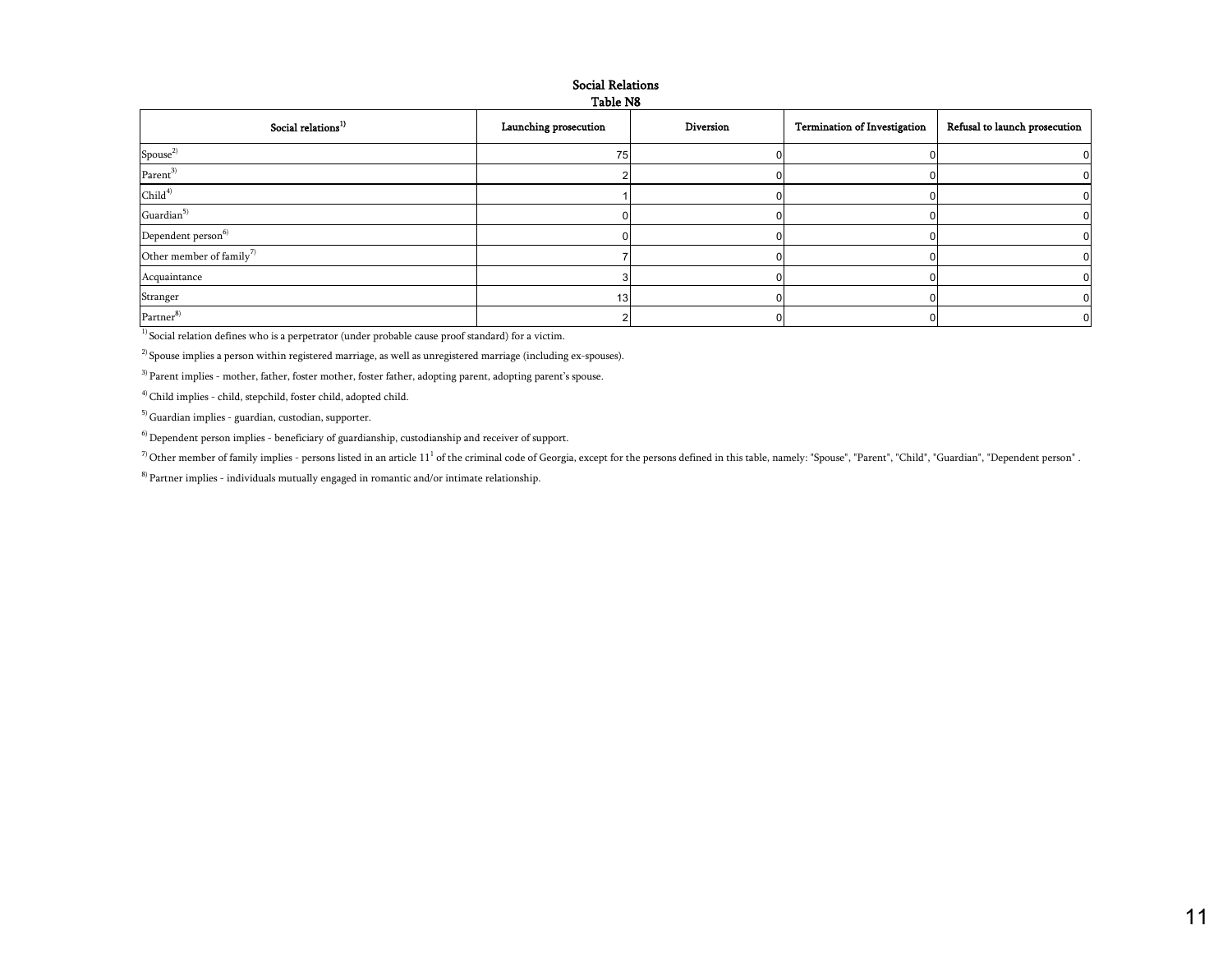## Social Relations

### Table N8

| Social relations[1] | Launching prosecution | Diversion | Termination of Investigation | Refusal to launch prosecution |
|---|---|---|---|---|
| Spouse[2] | 75 | 0 | 0 | 0 |
| Parent[3] | 2 | 0 | 0 | 0 |
| Child[4] | 1 | 0 | 0 | 0 |
| Guardian[5] | 0 | 0 | 0 | 0 |
| Dependent person[6] | 0 | 0 | 0 | 0 |
| Other member of family[7] | 7 | 0 | 0 | 0 |
| Acquaintance | 3 | 0 | 0 | 0 |
| Stranger | 13 | 0 | 0 | 0 |
| Partner[8] | 2 | 0 | 0 | 0 |

[1] Social relation defines who is a perpetrator (under probable cause proof standard) for a victim.

[2] Spouse implies a person within registered marriage, as well as unregistered marriage (including ex-spouses).

[3] Parent implies - mother, father, foster mother, foster father, adopting parent, adopting parent's spouse.

[4] Child implies - child, stepchild, foster child, adopted child.

[5] Guardian implies - guardian, custodian, supporter.

[6] Dependent person implies - beneficiary of guardianship, custodianship and receiver of support.

[7] Other member of family implies - persons listed in an article 11[1] of the criminal code of Georgia, except for the persons defined in this table, namely: "Spouse", "Parent", "Child", "Guardian", "Dependent person" .

[8] Partner implies - individuals mutually engaged in romantic and/or intimate relationship.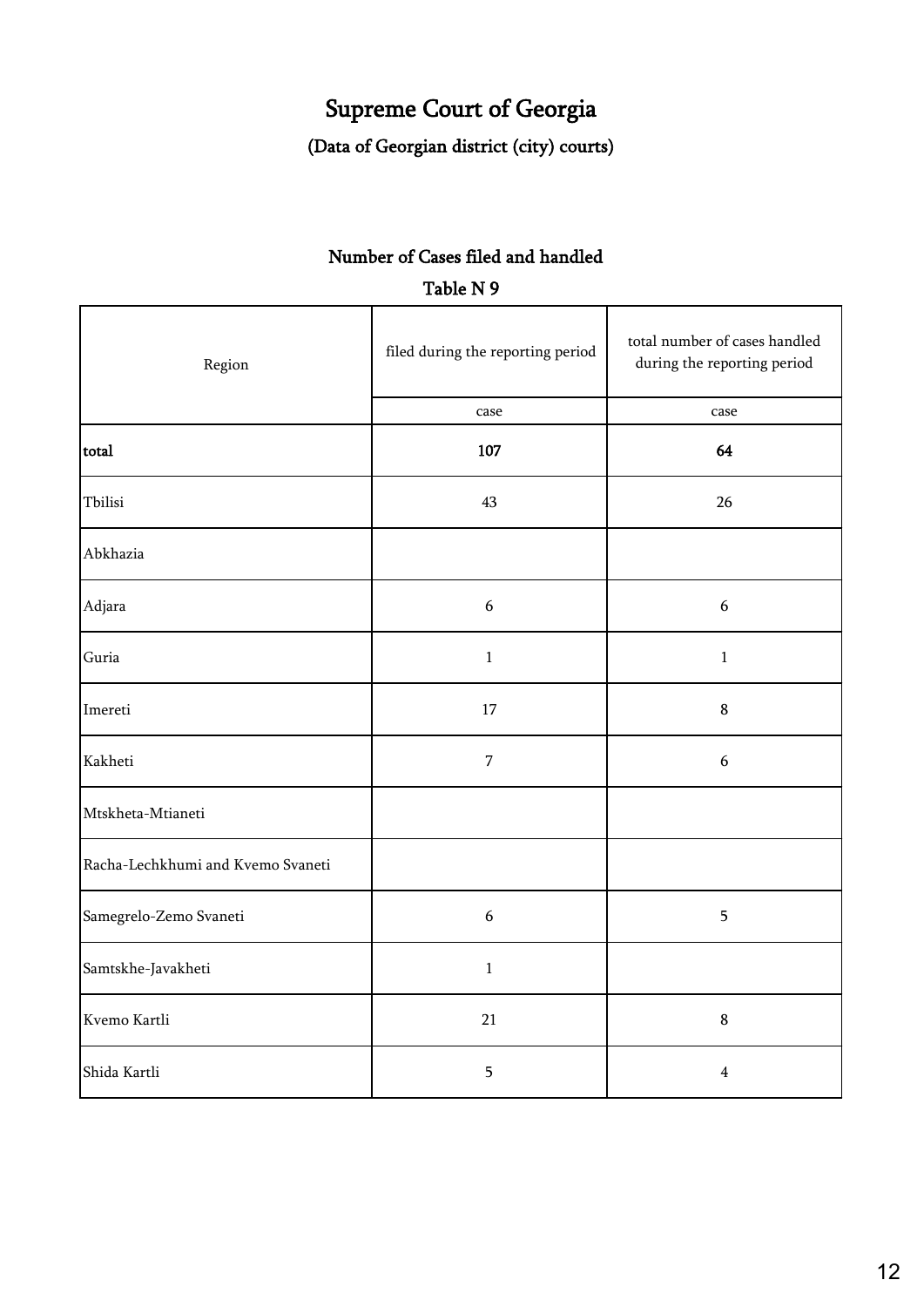# Supreme Court of Georgia

## (Data of Georgian district (city) courts)

### Number of Cases filed and handled

### Table N 9

| Region | filed during the reporting period | total number of cases handled during the reporting period |
|---|---|---|
| | case | case |
| **total** | **107** | **64** |
| Tbilisi | 43 | 26 |
| Abkhazia | | |
| Adjara | 6 | 6 |
| Guria | 1 | 1 |
| Imereti | 17 | 8 |
| Kakheti | 7 | 6 |
| Mtskheta-Mtianeti | | |
| Racha-Lechkhumi and Kvemo Svaneti | | |
| Samegrelo-Zemo Svaneti | 6 | 5 |
| Samtskhe-Javakheti | 1 | |
| Kvemo Kartli | 21 | 8 |
| Shida Kartli | 5 | 4 |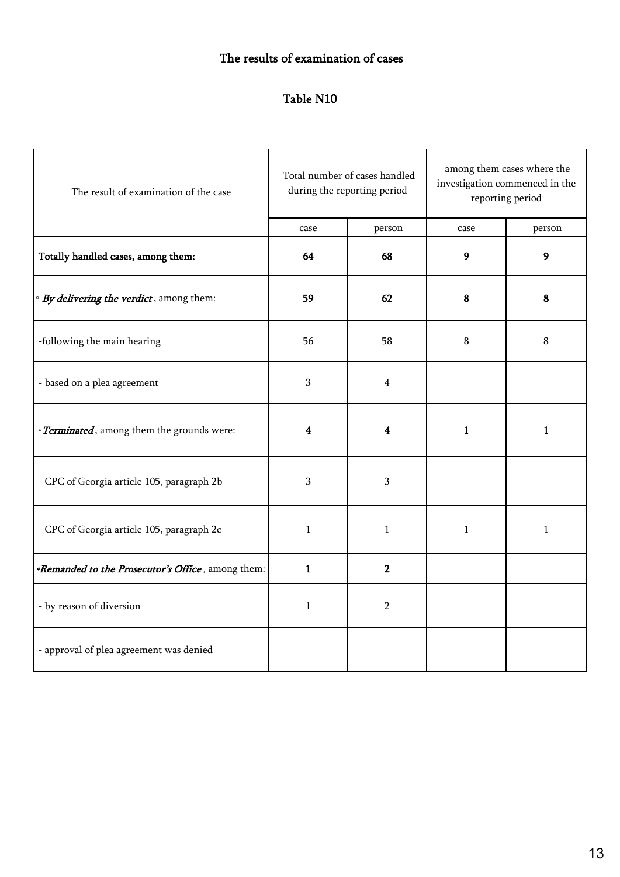## The results of examination of cases

### Table N10

| The result of examination of the case | Total number of cases handled during the reporting period | | among them cases where the investigation commenced in the reporting period | |
|---|---|---|---|---|
| | case | person | case | person |
| **Totally handled cases, among them:** | **64** | **68** | **9** | **9** |
| ◦ ***By delivering the verdict*** , among them: | **59** | **62** | **8** | **8** |
| -following the main hearing | 56 | 58 | 8 | 8 |
| - based on a plea agreement | 3 | 4 | | |
| ◦ ***Terminated*** , among them the grounds were: | **4** | **4** | **1** | **1** |
| - CPC of Georgia article 105, paragraph 2b | 3 | 3 | | |
| - CPC of Georgia article 105, paragraph 2c | 1 | 1 | 1 | 1 |
| ◦ ***Remanded to the Prosecutor's Office*** , among them: | **1** | **2** | | |
| - by reason of diversion | 1 | 2 | | |
| - approval of plea agreement was denied | | | | |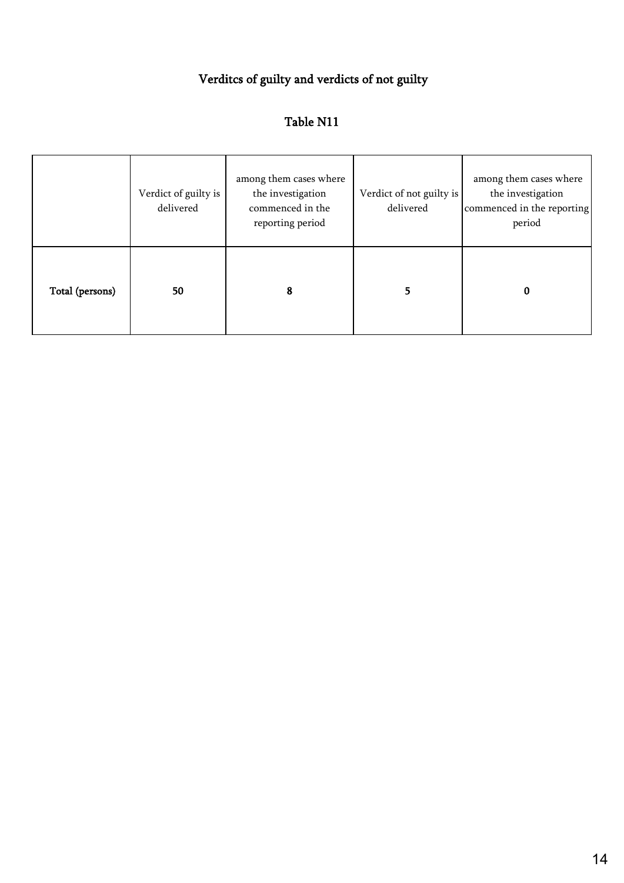## Verditcs of guilty and verdicts of not guilty

### Table N11

| | Verdict of guilty is delivered | among them cases where the investigation commenced in the reporting period | Verdict of not guilty is delivered | among them cases where the investigation commenced in the reporting period |
|---|---|---|---|---|
| **Total (persons)** | **50** | **8** | **5** | **0** |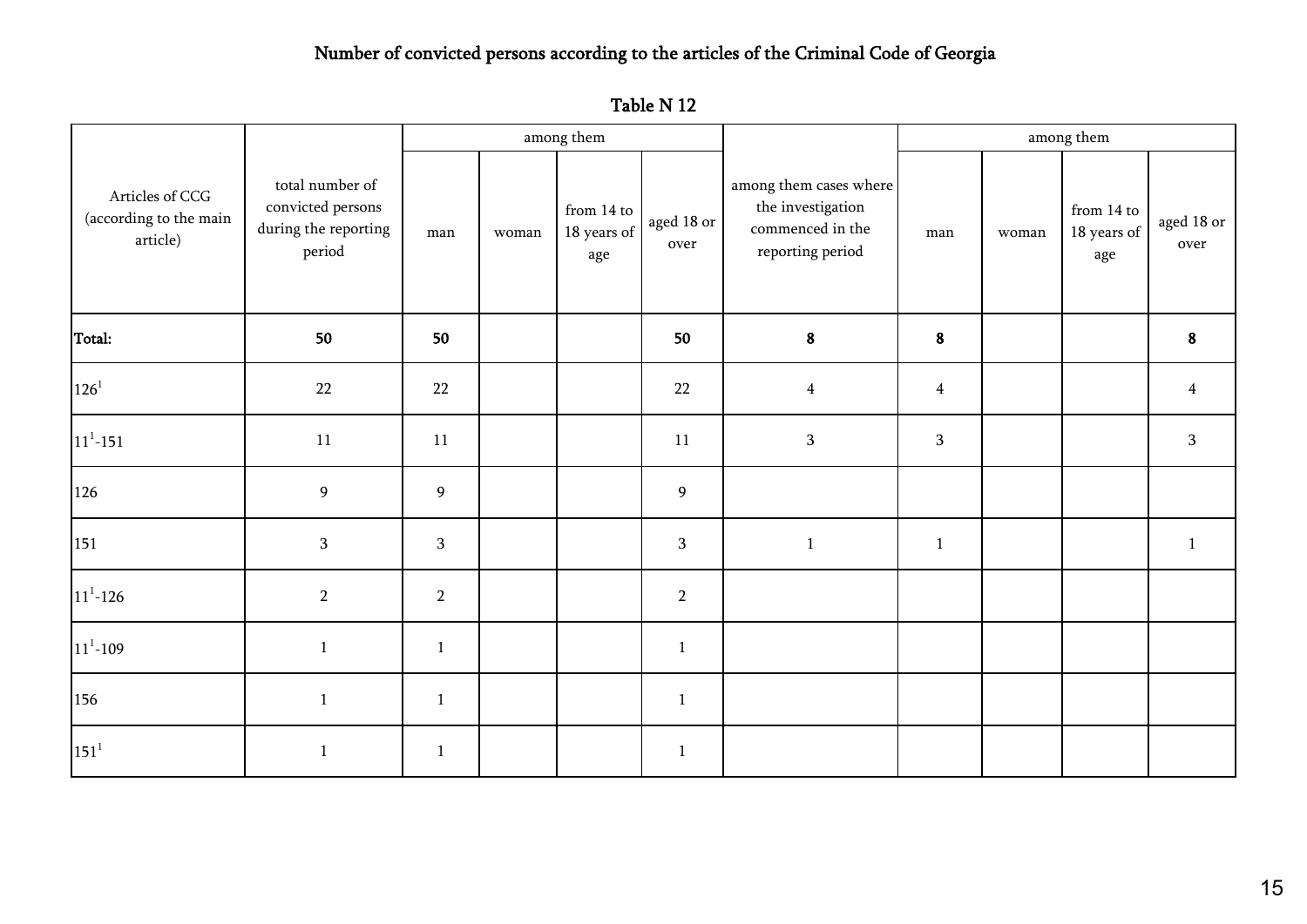## Number of convicted persons according to the articles of the Criminal Code of Georgia

### Table N 12

| Articles of CCG (according to the main article) | total number of convicted persons during the reporting period | among them | | | | among them cases where the investigation commenced in the reporting period | among them | | | |
|---|---|---|---|---|---|---|---|---|---|---|
| | | man | woman | from 14 to 18 years of age | aged 18 or over | | man | woman | from 14 to 18 years of age | aged 18 or over |
| **Total:** | **50** | **50** | | | **50** | **8** | **8** | | | **8** |
| 126[1] | 22 | 22 | | | 22 | 4 | 4 | | | 4 |
| 11[1]-151 | 11 | 11 | | | 11 | 3 | 3 | | | 3 |
| 126 | 9 | 9 | | | 9 | | | | | |
| 151 | 3 | 3 | | | 3 | 1 | 1 | | | 1 |
| 11[1]-126 | 2 | 2 | | | 2 | | | | | |
| 11[1]-109 | 1 | 1 | | | 1 | | | | | |
| 156 | 1 | 1 | | | 1 | | | | | |
| 151[1] | 1 | 1 | | | 1 | | | | | |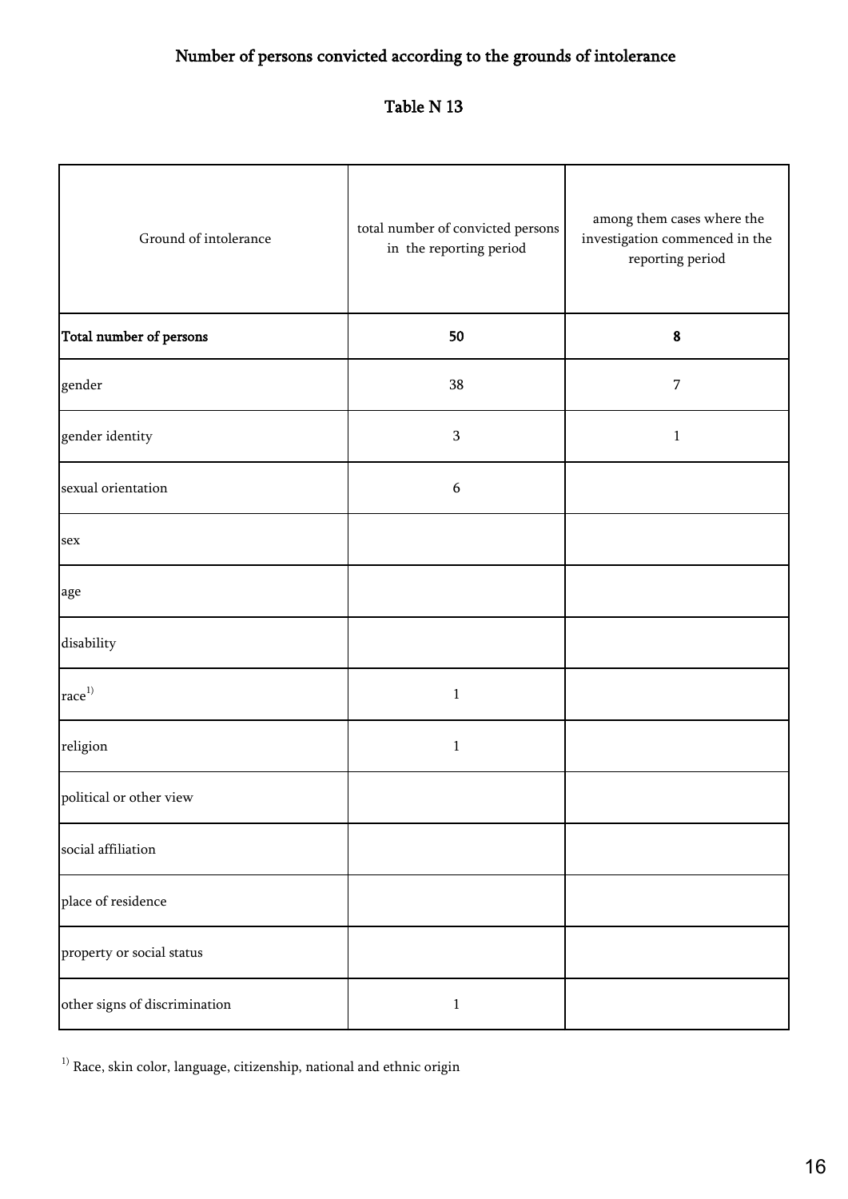## Number of persons convicted according to the grounds of intolerance

### Table N 13

| Ground of intolerance | total number of convicted persons in the reporting period | among them cases where the investigation commenced in the reporting period |
|---|---|---|
| **Total number of persons** | **50** | **8** |
| gender | 38 | 7 |
| gender identity | 3 | 1 |
| sexual orientation | 6 | |
| sex | | |
| age | | |
| disability | | |
| race[1)] | 1 | |
| religion | 1 | |
| political or other view | | |
| social affiliation | | |
| place of residence | | |
| property or social status | | |
| other signs of discrimination | 1 | |

[1)] Race, skin color, language, citizenship, national and ethnic origin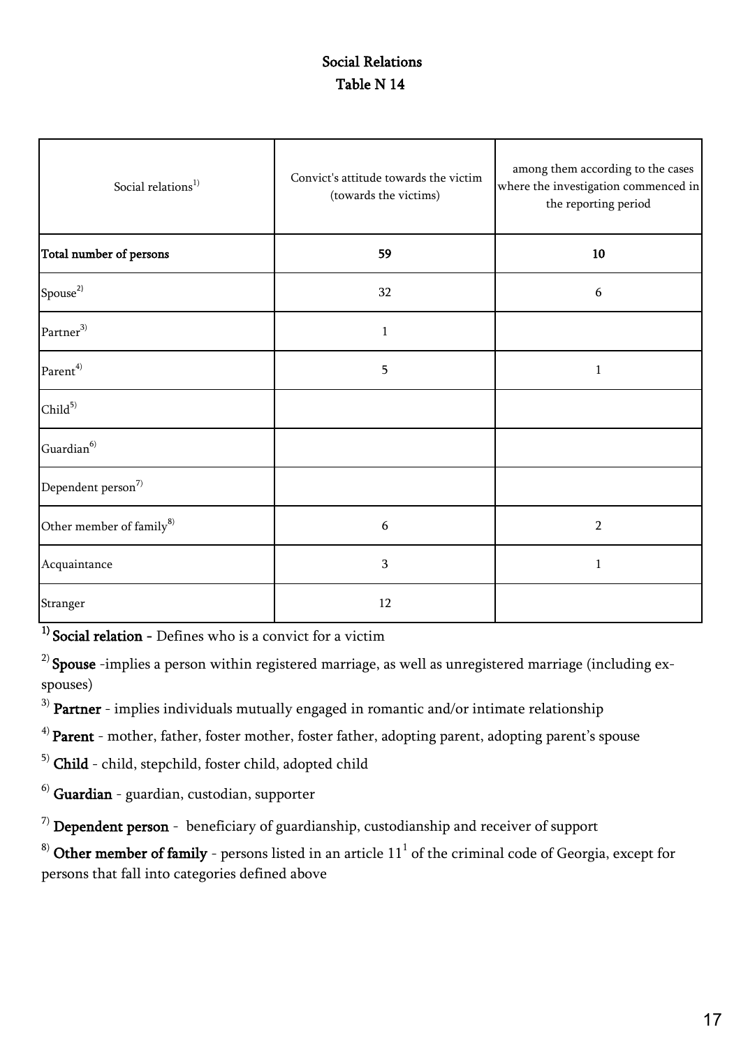# Social Relations

## Table N 14

| Social relations[1] | Convict's attitude towards the victim (towards the victims) | among them according to the cases where the investigation commenced in the reporting period |
|---|---|---|
| **Total number of persons** | **59** | **10** |
| Spouse[2] | 32 | 6 |
| Partner[3] | 1 | |
| Parent[4] | 5 | 1 |
| Child[5] | | |
| Guardian[6] | | |
| Dependent person[7] | | |
| Other member of family[8] | 6 | 2 |
| Acquaintance | 3 | 1 |
| Stranger | 12 | |

[1] **Social relation** - Defines who is a convict for a victim

[2] **Spouse** -implies a person within registered marriage, as well as unregistered marriage (including ex-spouses)

[3] **Partner** - implies individuals mutually engaged in romantic and/or intimate relationship

[4] **Parent** - mother, father, foster mother, foster father, adopting parent, adopting parent's spouse

[5] **Child** - child, stepchild, foster child, adopted child

[6] **Guardian** - guardian, custodian, supporter

[7] **Dependent person** - beneficiary of guardianship, custodianship and receiver of support

[8] **Other member of family** - persons listed in an article $11^1$ of the criminal code of Georgia, except for persons that fall into categories defined above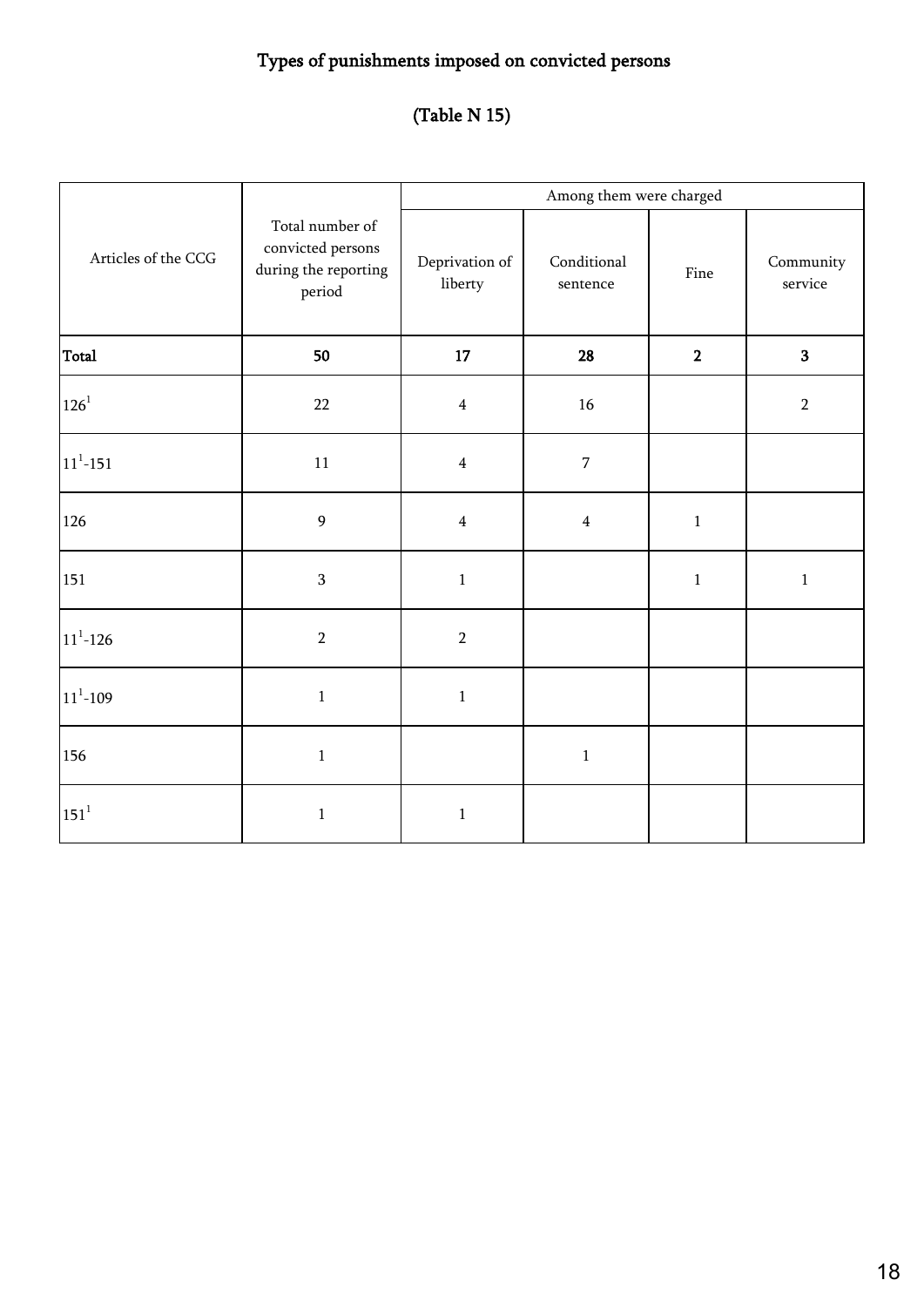# Types of punishments imposed on convicted persons

## (Table N 15)

| Articles of the CCG | Total number of convicted persons during the reporting period | Among them were charged | | | |
|---|---|---|---|---|---|
| | | Deprivation of liberty | Conditional sentence | Fine | Community service |
| **Total** | **50** | **17** | **28** | **2** | **3** |
| $126^1$ | 22 | 4 | 16 | | 2 |
| $11^1$-151 | 11 | 4 | 7 | | |
| 126 | 9 | 4 | 4 | 1 | |
| 151 | 3 | 1 | | 1 | 1 |
| $11^1$-126 | 2 | 2 | | | |
| $11^1$-109 | 1 | 1 | | | |
| 156 | 1 | | 1 | | |
| $151^1$ | 1 | 1 | | | |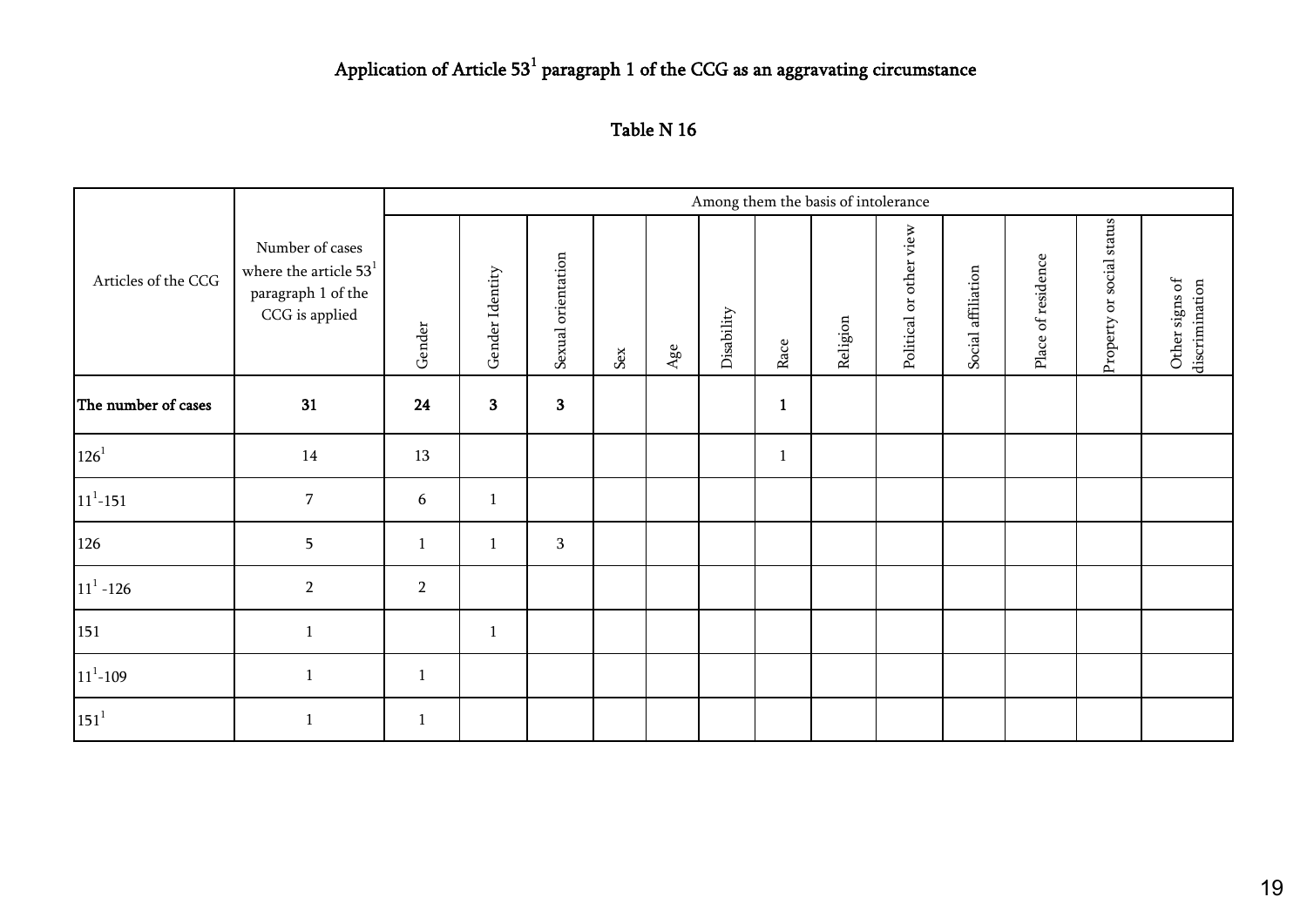# Application of Article 53[1] paragraph 1 of the CCG as an aggravating circumstance

## Table N 16

| Articles of the CCG | Number of cases where the article 53[1] paragraph 1 of the CCG is applied | Among them the basis of intolerance | | | | | | | | | | | | |
|---|---|---|---|---|---|---|---|---|---|---|---|---|---|---|
| | | Gender | Gender Identity | Sexual orientation | Sex | Age | Disability | Race | Religion | Political or other view | Social affiliation | Place of residence | Property or social status | Other signs of discrimination |
| **The number of cases** | **31** | **24** | **3** | **3** | | | | **1** | | | | | | |
| 126[1] | 14 | 13 | | | | | | 1 | | | | | | |
| 11[1]-151 | 7 | 6 | 1 | | | | | | | | | | | |
| 126 | 5 | 1 | 1 | 3 | | | | | | | | | | |
| 11[1] -126 | 2 | 2 | | | | | | | | | | | | |
| 151 | 1 | | 1 | | | | | | | | | | | |
| 11[1]-109 | 1 | 1 | | | | | | | | | | | | |
| 151[1] | 1 | 1 | | | | | | | | | | | | |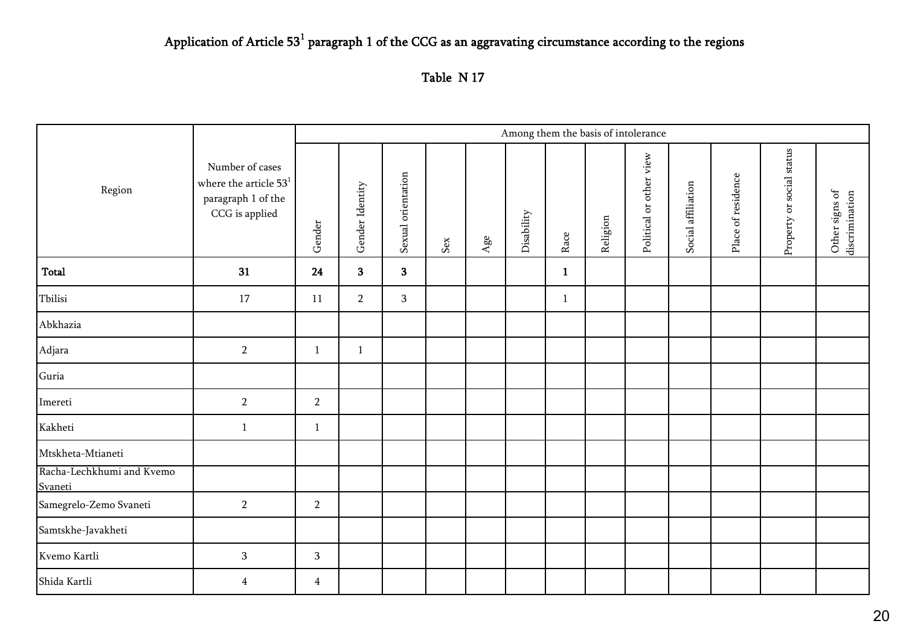**Application of Article 53[1] paragraph 1 of the CCG as an aggravating circumstance according to the regions**

**Table N 17**

| Region | Number of cases where the article 53[1] paragraph 1 of the CCG is applied | Among them the basis of intolerance | | | | | | | | | | | | |
|---|---|---|---|---|---|---|---|---|---|---|---|---|---|---|
| | | Gender | Gender Identity | Sexual orientation | Sex | Age | Disability | Race | Religion | Political or other view | Social affiliation | Place of residence | Property or social status | Other signs of discrimination |
| **Total** | **31** | **24** | **3** | **3** | | | | **1** | | | | | | |
| Tbilisi | 17 | 11 | 2 | 3 | | | | 1 | | | | | | |
| Abkhazia | | | | | | | | | | | | | | |
| Adjara | 2 | 1 | 1 | | | | | | | | | | | |
| Guria | | | | | | | | | | | | | | |
| Imereti | 2 | 2 | | | | | | | | | | | | |
| Kakheti | 1 | 1 | | | | | | | | | | | | |
| Mtskheta-Mtianeti | | | | | | | | | | | | | | |
| Racha-Lechkhumi and Kvemo Svaneti | | | | | | | | | | | | | | |
| Samegrelo-Zemo Svaneti | 2 | 2 | | | | | | | | | | | | |
| Samtskhe-Javakheti | | | | | | | | | | | | | | |
| Kvemo Kartli | 3 | 3 | | | | | | | | | | | | |
| Shida Kartli | 4 | 4 | | | | | | | | | | | | |